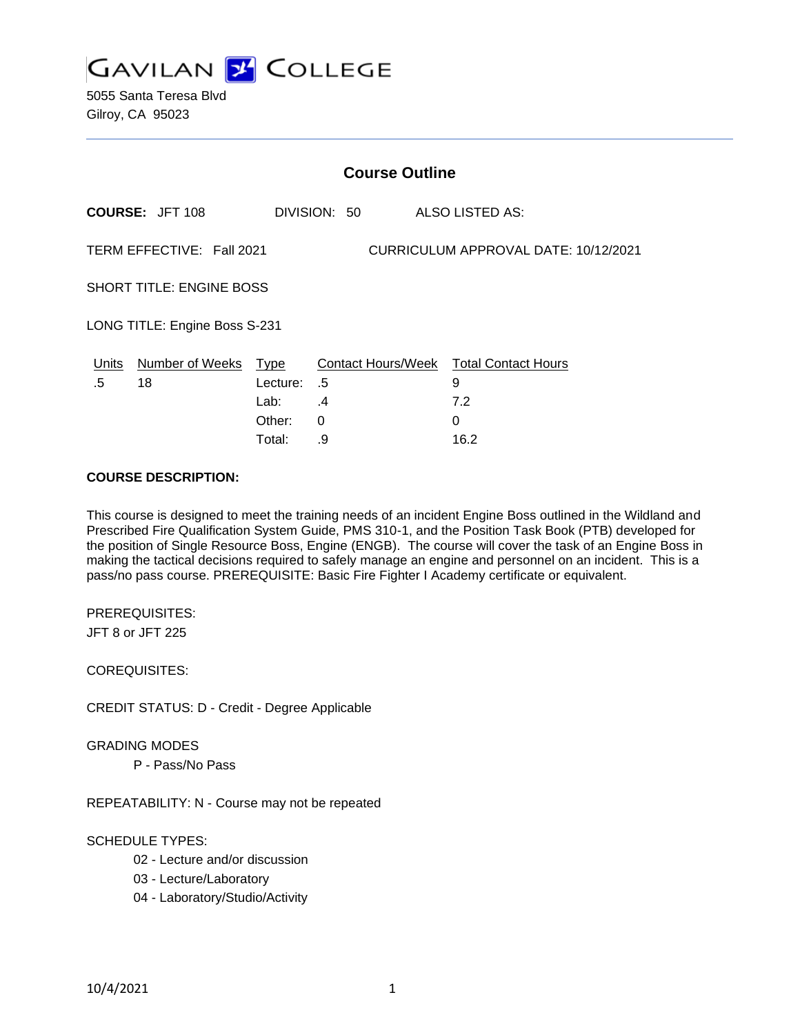# GAVILAN COLLEGE

5055 Santa Teresa Blvd
Gilroy, CA 95023

## Course Outline

**COURSE:** JFT 108 DIVISION: 50 ALSO LISTED AS:

TERM EFFECTIVE: Fall 2021 CURRICULUM APPROVAL DATE: 10/12/2021

SHORT TITLE: ENGINE BOSS

LONG TITLE: Engine Boss S-231

| Units | Number of Weeks | Type | Contact Hours/Week | Total Contact Hours |
|---|---|---|---|---|
| .5 | 18 | Lecture: | .5 | 9 |
| | | Lab: | .4 | 7.2 |
| | | Other: | 0 | 0 |
| | | Total: | .9 | 16.2 |

**COURSE DESCRIPTION:**

This course is designed to meet the training needs of an incident Engine Boss outlined in the Wildland and Prescribed Fire Qualification System Guide, PMS 310-1, and the Position Task Book (PTB) developed for the position of Single Resource Boss, Engine (ENGB). The course will cover the task of an Engine Boss in making the tactical decisions required to safely manage an engine and personnel on an incident. This is a pass/no pass course. PREREQUISITE: Basic Fire Fighter I Academy certificate or equivalent.

PREREQUISITES:

JFT 8 or JFT 225

COREQUISITES:

CREDIT STATUS: D - Credit - Degree Applicable

GRADING MODES

- P - Pass/No Pass

REPEATABILITY: N - Course may not be repeated

SCHEDULE TYPES:

- 02 - Lecture and/or discussion
- 03 - Lecture/Laboratory
- 04 - Laboratory/Studio/Activity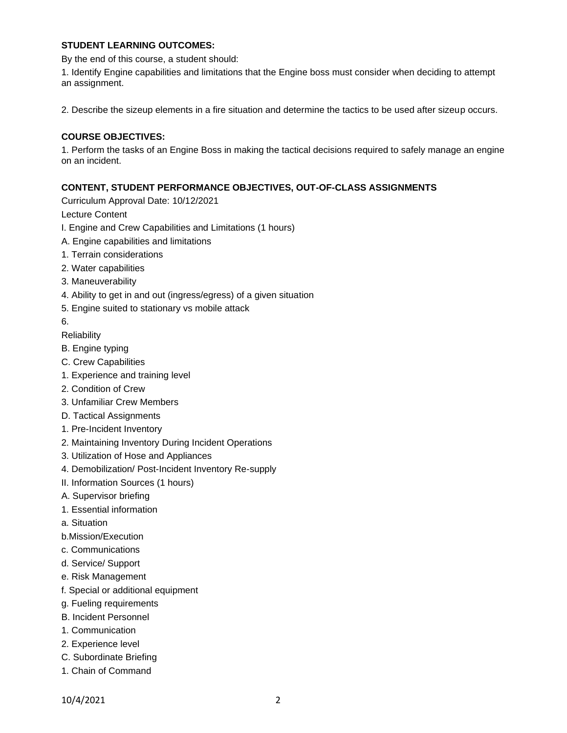**STUDENT LEARNING OUTCOMES:**

By the end of this course, a student should:

1. Identify Engine capabilities and limitations that the Engine boss must consider when deciding to attempt an assignment.

2. Describe the sizeup elements in a fire situation and determine the tactics to be used after sizeup occurs.

**COURSE OBJECTIVES:**

1. Perform the tasks of an Engine Boss in making the tactical decisions required to safely manage an engine on an incident.

**CONTENT, STUDENT PERFORMANCE OBJECTIVES, OUT-OF-CLASS ASSIGNMENTS**

Curriculum Approval Date: 10/12/2021

Lecture Content

I. Engine and Crew Capabilities and Limitations (1 hours)

A. Engine capabilities and limitations

1. Terrain considerations

2. Water capabilities

3. Maneuverability

4. Ability to get in and out (ingress/egress) of a given situation

5. Engine suited to stationary vs mobile attack

6.

Reliability

B. Engine typing

C. Crew Capabilities

1. Experience and training level

2. Condition of Crew

3. Unfamiliar Crew Members

D. Tactical Assignments

1. Pre-Incident Inventory

2. Maintaining Inventory During Incident Operations

3. Utilization of Hose and Appliances

4. Demobilization/ Post-Incident Inventory Re-supply

II. Information Sources (1 hours)

A. Supervisor briefing

1. Essential information

a. Situation

b.Mission/Execution

c. Communications

d. Service/ Support

e. Risk Management

f. Special or additional equipment

g. Fueling requirements

B. Incident Personnel

1. Communication

2. Experience level

C. Subordinate Briefing

1. Chain of Command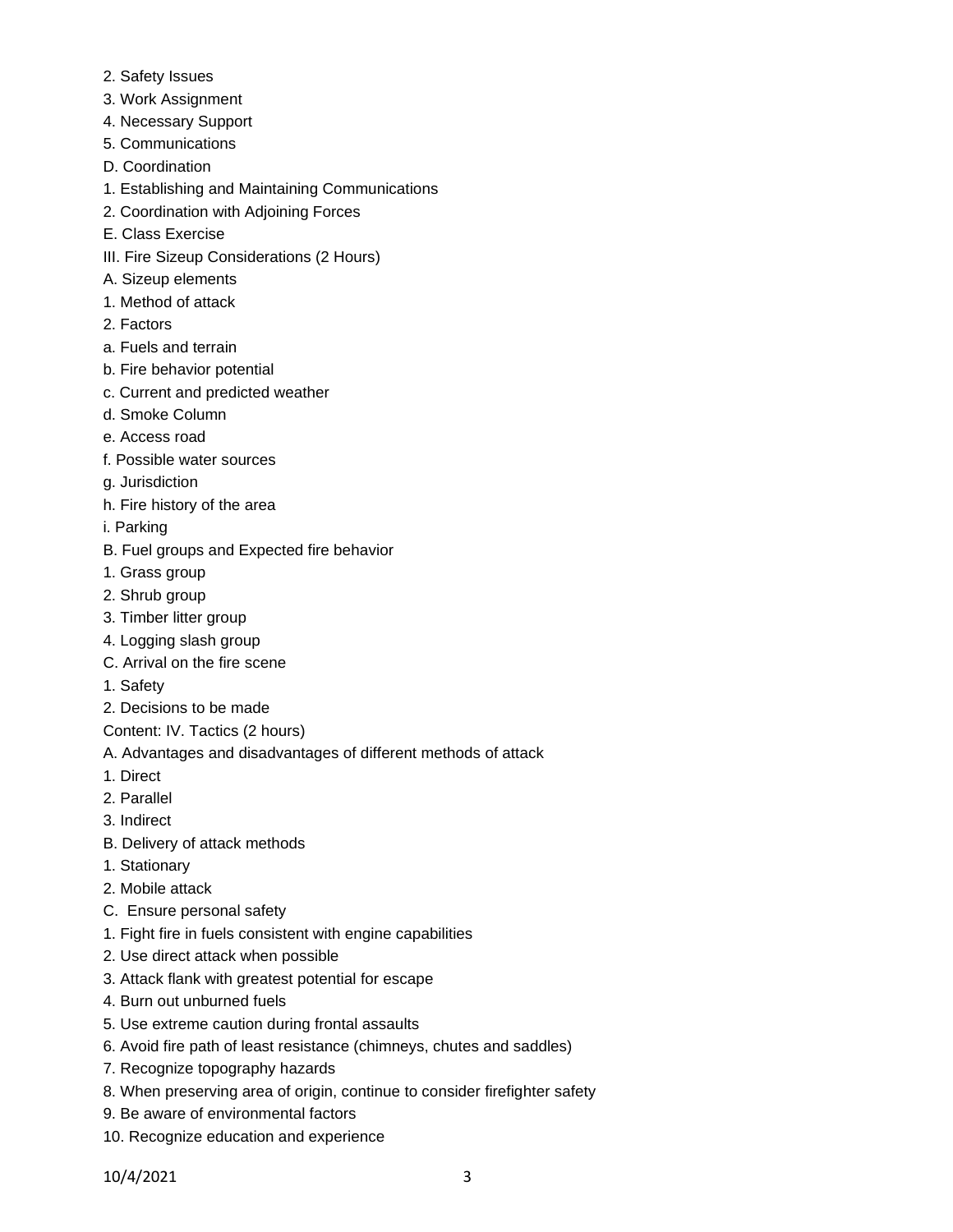2. Safety Issues
3. Work Assignment
4. Necessary Support
5. Communications

D. Coordination

1. Establishing and Maintaining Communications
2. Coordination with Adjoining Forces

E. Class Exercise

III. Fire Sizeup Considerations (2 Hours)

A. Sizeup elements

1. Method of attack
2. Factors

a. Fuels and terrain
b. Fire behavior potential
c. Current and predicted weather
d. Smoke Column
e. Access road
f. Possible water sources
g. Jurisdiction
h. Fire history of the area
i. Parking

B. Fuel groups and Expected fire behavior

1. Grass group
2. Shrub group
3. Timber litter group
4. Logging slash group

C. Arrival on the fire scene

1. Safety
2. Decisions to be made

Content: IV. Tactics (2 hours)

A. Advantages and disadvantages of different methods of attack

1. Direct
2. Parallel
3. Indirect

B. Delivery of attack methods

1. Stationary
2. Mobile attack

C. Ensure personal safety

1. Fight fire in fuels consistent with engine capabilities
2. Use direct attack when possible
3. Attack flank with greatest potential for escape
4. Burn out unburned fuels
5. Use extreme caution during frontal assaults
6. Avoid fire path of least resistance (chimneys, chutes and saddles)
7. Recognize topography hazards
8. When preserving area of origin, continue to consider firefighter safety
9. Be aware of environmental factors
10. Recognize education and experience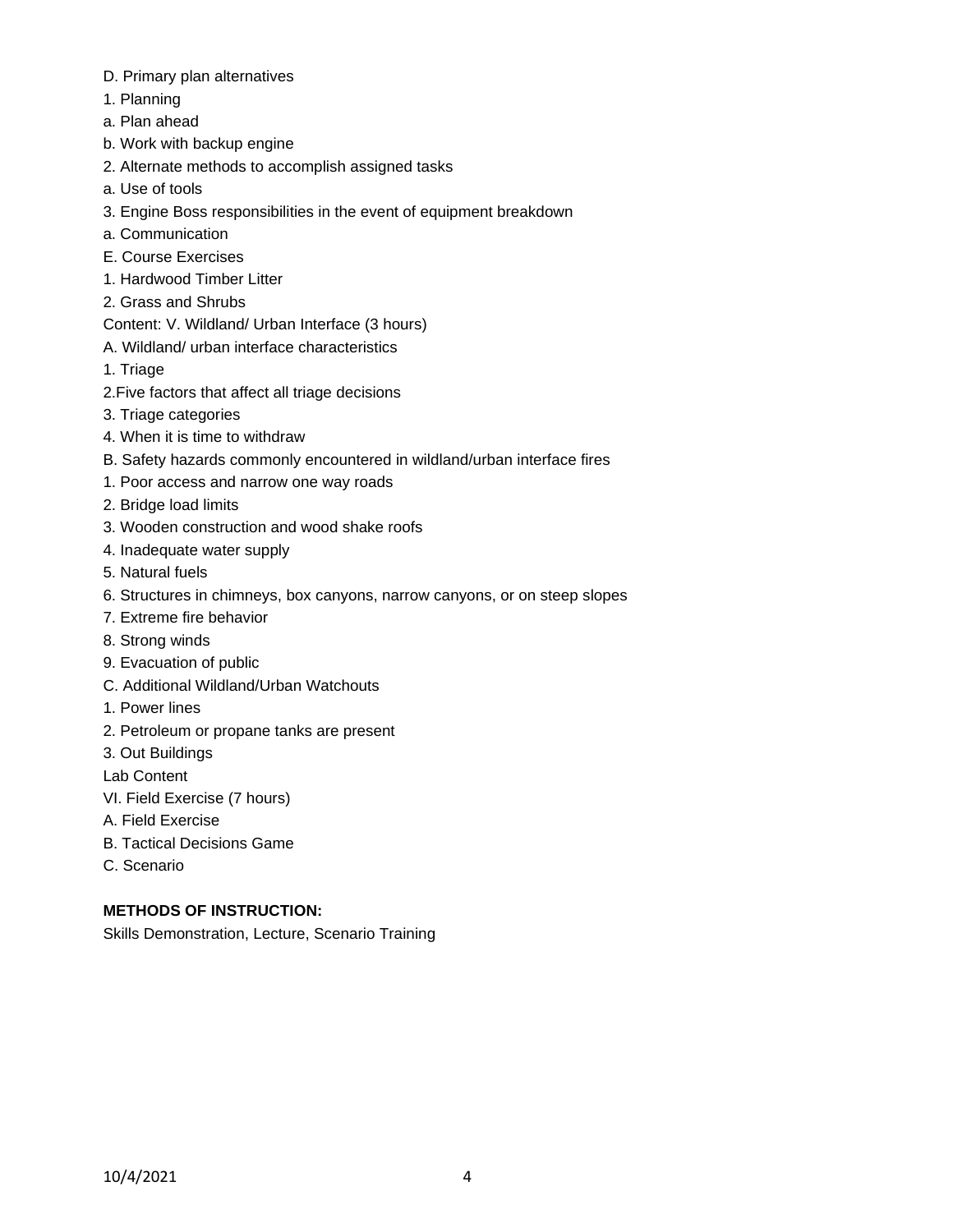D. Primary plan alternatives

1. Planning

a. Plan ahead

b. Work with backup engine

2. Alternate methods to accomplish assigned tasks

a. Use of tools

3. Engine Boss responsibilities in the event of equipment breakdown

a. Communication

E. Course Exercises

1. Hardwood Timber Litter

2. Grass and Shrubs

Content: V. Wildland/ Urban Interface (3 hours)

A. Wildland/ urban interface characteristics

1. Triage

2.Five factors that affect all triage decisions

3. Triage categories

4. When it is time to withdraw

B. Safety hazards commonly encountered in wildland/urban interface fires

1. Poor access and narrow one way roads

2. Bridge load limits

3. Wooden construction and wood shake roofs

4. Inadequate water supply

5. Natural fuels

6. Structures in chimneys, box canyons, narrow canyons, or on steep slopes

7. Extreme fire behavior

8. Strong winds

9. Evacuation of public

C. Additional Wildland/Urban Watchouts

1. Power lines

2. Petroleum or propane tanks are present

3. Out Buildings

Lab Content

VI. Field Exercise (7 hours)

A. Field Exercise

B. Tactical Decisions Game

C. Scenario

**METHODS OF INSTRUCTION:**

Skills Demonstration, Lecture, Scenario Training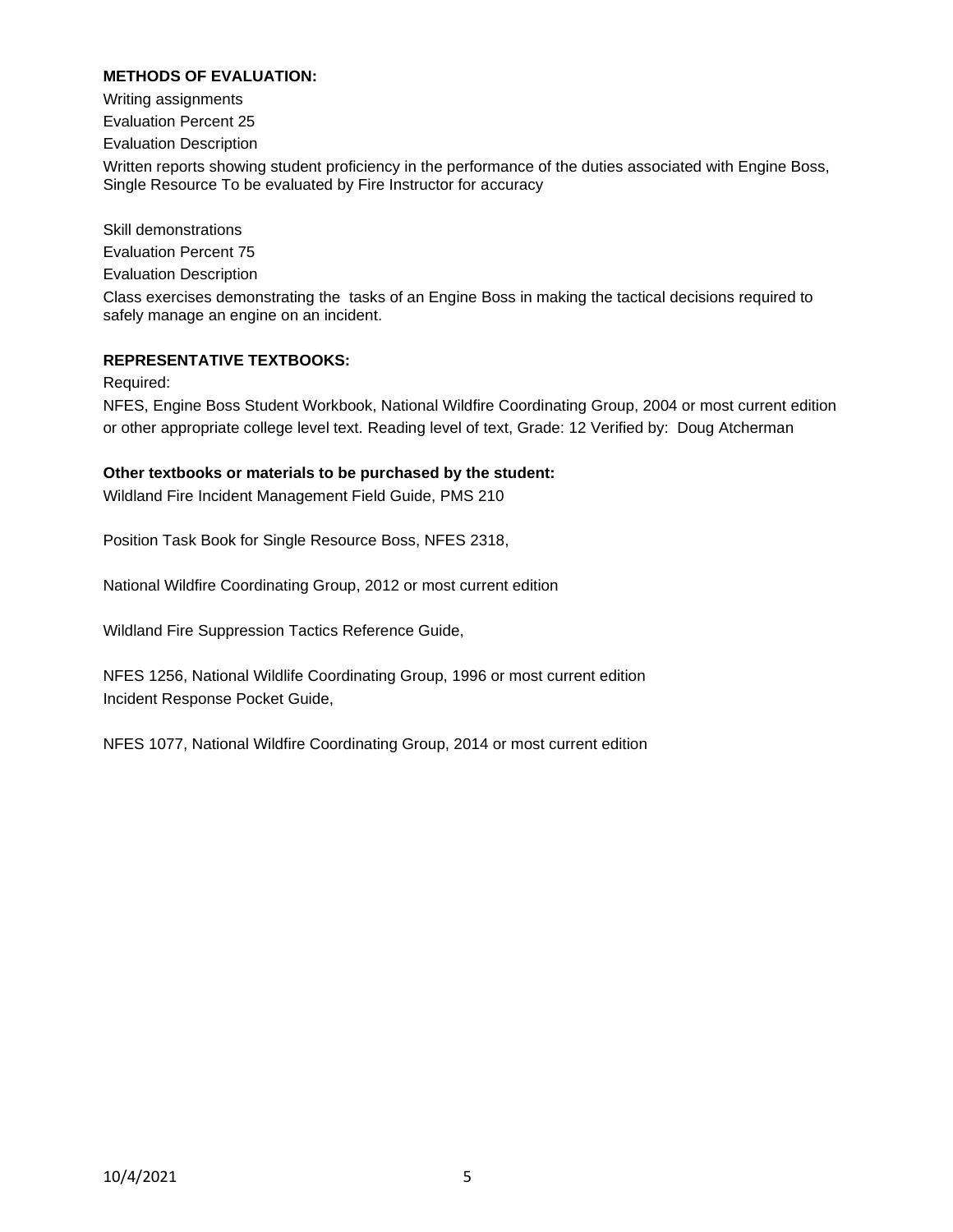**METHODS OF EVALUATION:**

Writing assignments

Evaluation Percent 25

Evaluation Description

Written reports showing student proficiency in the performance of the duties associated with Engine Boss, Single Resource To be evaluated by Fire Instructor for accuracy

Skill demonstrations

Evaluation Percent 75

Evaluation Description

Class exercises demonstrating the tasks of an Engine Boss in making the tactical decisions required to safely manage an engine on an incident.

**REPRESENTATIVE TEXTBOOKS:**

Required:

NFES, Engine Boss Student Workbook, National Wildfire Coordinating Group, 2004 or most current edition or other appropriate college level text. Reading level of text, Grade: 12 Verified by: Doug Atcherman

**Other textbooks or materials to be purchased by the student:**

Wildland Fire Incident Management Field Guide, PMS 210

Position Task Book for Single Resource Boss, NFES 2318,

National Wildfire Coordinating Group, 2012 or most current edition

Wildland Fire Suppression Tactics Reference Guide,

NFES 1256, National Wildlife Coordinating Group, 1996 or most current edition
Incident Response Pocket Guide,

NFES 1077, National Wildfire Coordinating Group, 2014 or most current edition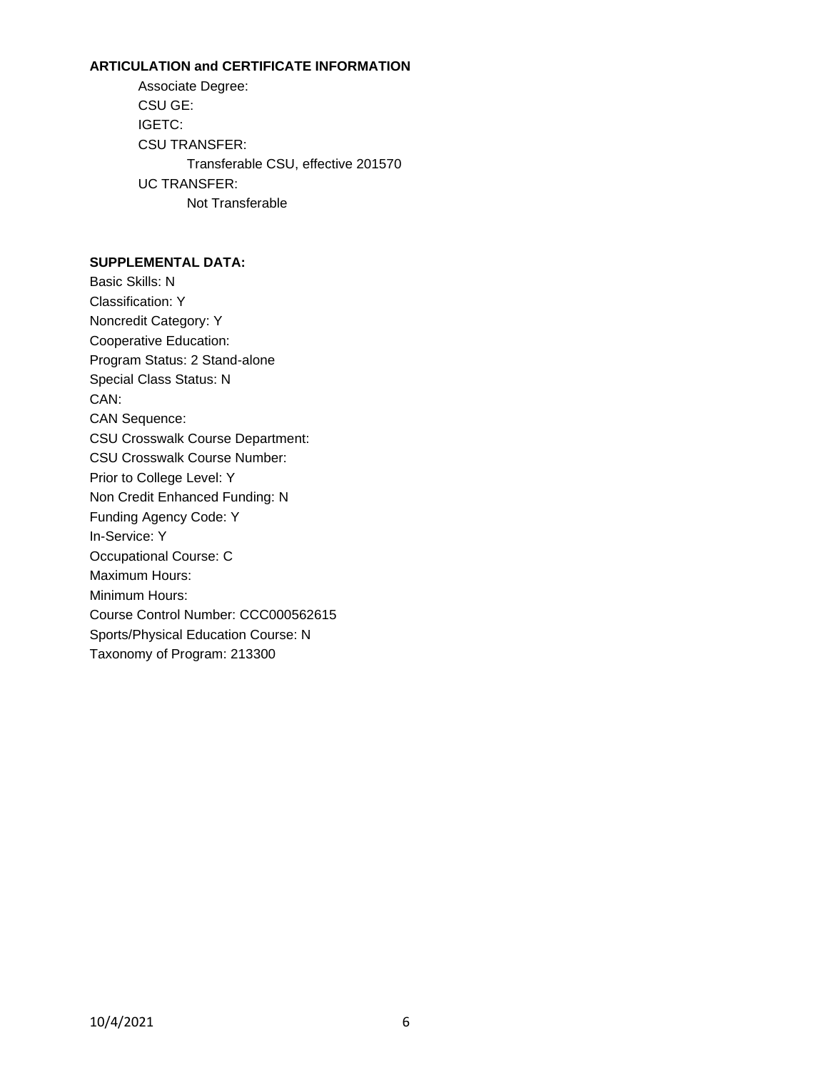**ARTICULATION and CERTIFICATE INFORMATION**

Associate Degree:
CSU GE:
IGETC:
CSU TRANSFER:
Transferable CSU, effective 201570
UC TRANSFER:
Not Transferable

**SUPPLEMENTAL DATA:**

Basic Skills: N
Classification: Y
Noncredit Category: Y
Cooperative Education:
Program Status: 2 Stand-alone
Special Class Status: N
CAN:
CAN Sequence:
CSU Crosswalk Course Department:
CSU Crosswalk Course Number:
Prior to College Level: Y
Non Credit Enhanced Funding: N
Funding Agency Code: Y
In-Service: Y
Occupational Course: C
Maximum Hours:
Minimum Hours:
Course Control Number: CCC000562615
Sports/Physical Education Course: N
Taxonomy of Program: 213300